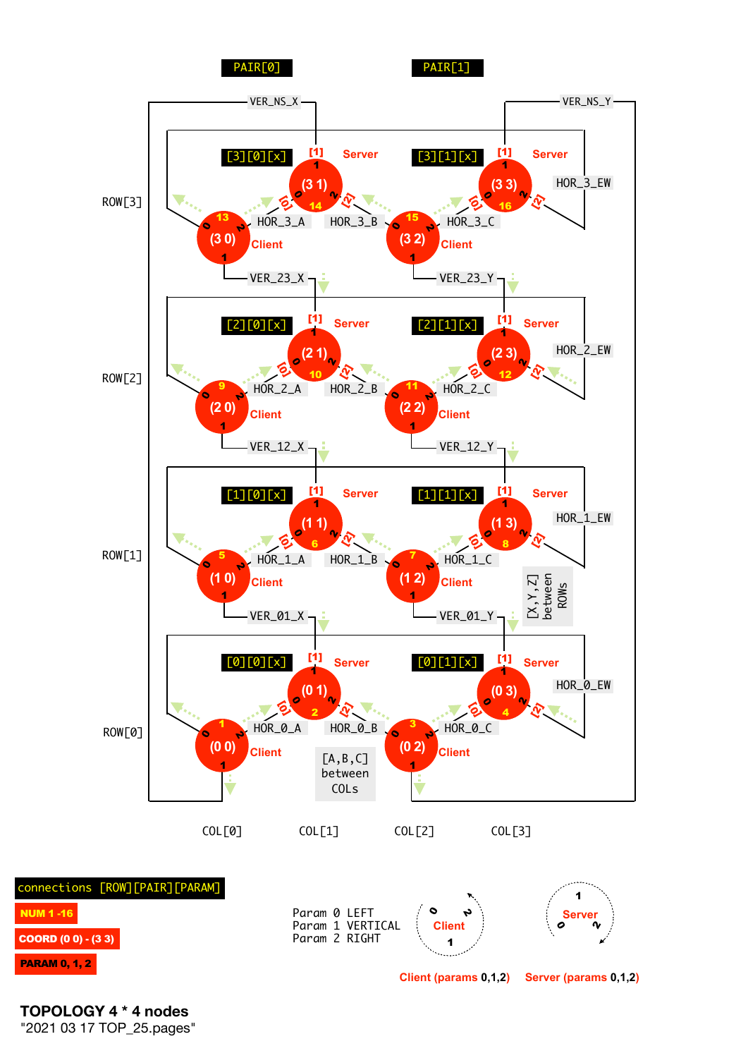PAIR[0] PAIR[1]

VER_NS_X VER_NS_Y

ROW[3]

[3][0][x] [1] Server [3][1][x] [1] Server

(3 1) 14 (3 3) 16 HOR_3_EW

13 (3 0) Client HOR_3_A HOR_3_B 15 (3 2) Client HOR_3_C

VER_23_X VER_23_Y

ROW[2]

[2][0][x] [1] Server [2][1][x] [1] Server

(2 1) 10 (2 3) 12 HOR_2_EW

9 (2 0) Client HOR_2_A HOR_2_B 11 (2 2) Client HOR_2_C

VER_12_X VER_12_Y

ROW[1]

[1][0][x] [1] Server [1][1][x] [1] Server

(1 1) 6 (1 3) 8 HOR_1_EW

5 (1 0) Client HOR_1_A HOR_1_B 7 (1 2) Client HOR_1_C

[X,Y,Z] between ROWs

VER_01_X VER_01_Y

ROW[0]

[0][0][x] [1] Server [0][1][x] [1] Server

(0 1) 2 (0 3) 4 HOR_0_EW

1 (0 0) Client HOR_0_A HOR_0_B 3 (0 2) Client HOR_0_C

[A,B,C] between COLs

COL[0] COL[1] COL[2] COL[3]

connections [ROW][PAIR][PARAM]

**NUM 1 -16**

**COORD (0 0) - (3 3)**

**PARAM 0, 1, 2**

Param 0 LEFT
Param 1 VERTICAL
Param 2 RIGHT

Client (params **0,1,2**) Server (params **0,1,2**)

**TOPOLOGY 4 * 4 nodes**

"2021 03 17 TOP_25.pages"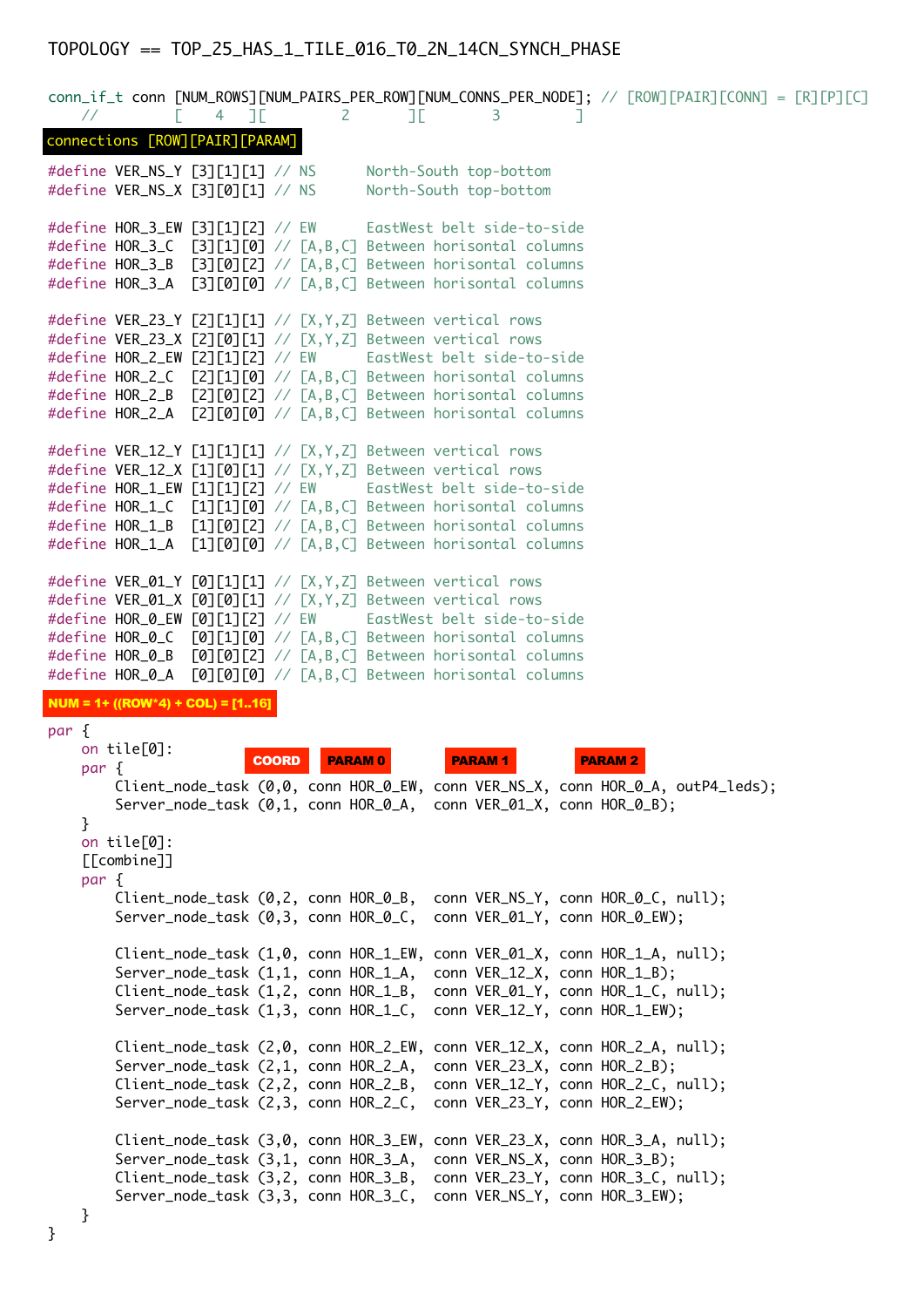```
TOPOLOGY == TOP_25_HAS_1_TILE_016_T0_2N_14CN_SYNCH_PHASE

conn_if_t conn [NUM_ROWS][NUM_PAIRS_PER_ROW][NUM_CONNS_PER_NODE]; // [ROW][PAIR][CONN] = [R][P][C]
    //         [    4   ][         2       ][        3         ]
```

**connections [ROW][PAIR][PARAM]**

```
#define VER_NS_Y [3][1][1] // NS      North-South top-bottom
#define VER_NS_X [3][0][1] // NS      North-South top-bottom

#define HOR_3_EW [3][1][2] // EW      EastWest belt side-to-side
#define HOR_3_C  [3][1][0] // [A,B,C] Between horisontal columns
#define HOR_3_B  [3][0][2] // [A,B,C] Between horisontal columns
#define HOR_3_A  [3][0][0] // [A,B,C] Between horisontal columns

#define VER_23_Y [2][1][1] // [X,Y,Z] Between vertical rows
#define VER_23_X [2][0][1] // [X,Y,Z] Between vertical rows
#define HOR_2_EW [2][1][2] // EW      EastWest belt side-to-side
#define HOR_2_C  [2][1][0] // [A,B,C] Between horisontal columns
#define HOR_2_B  [2][0][2] // [A,B,C] Between horisontal columns
#define HOR_2_A  [2][0][0] // [A,B,C] Between horisontal columns

#define VER_12_Y [1][1][1] // [X,Y,Z] Between vertical rows
#define VER_12_X [1][0][1] // [X,Y,Z] Between vertical rows
#define HOR_1_EW [1][1][2] // EW      EastWest belt side-to-side
#define HOR_1_C  [1][1][0] // [A,B,C] Between horisontal columns
#define HOR_1_B  [1][0][2] // [A,B,C] Between horisontal columns
#define HOR_1_A  [1][0][0] // [A,B,C] Between horisontal columns

#define VER_01_Y [0][1][1] // [X,Y,Z] Between vertical rows
#define VER_01_X [0][0][1] // [X,Y,Z] Between vertical rows
#define HOR_0_EW [0][1][2] // EW      EastWest belt side-to-side
#define HOR_0_C  [0][1][0] // [A,B,C] Between horisontal columns
#define HOR_0_B  [0][0][2] // [A,B,C] Between horisontal columns
#define HOR_0_A  [0][0][0] // [A,B,C] Between horisontal columns
```

**NUM = 1+ ((ROW*4) + COL) = [1..16]**

```
par {
    on tile[0]:             COORD    PARAM 0          PARAM 1          PARAM 2
    par {
        Client_node_task (0,0, conn HOR_0_EW, conn VER_NS_X, conn HOR_0_A, outP4_leds);
        Server_node_task (0,1, conn HOR_0_A,  conn VER_01_X, conn HOR_0_B);
    }
    on tile[0]:
    [[combine]]
    par {
        Client_node_task (0,2, conn HOR_0_B,  conn VER_NS_Y, conn HOR_0_C, null);
        Server_node_task (0,3, conn HOR_0_C,  conn VER_01_Y, conn HOR_0_EW);

        Client_node_task (1,0, conn HOR_1_EW, conn VER_01_X, conn HOR_1_A, null);
        Server_node_task (1,1, conn HOR_1_A,  conn VER_12_X, conn HOR_1_B);
        Client_node_task (1,2, conn HOR_1_B,  conn VER_01_Y, conn HOR_1_C, null);
        Server_node_task (1,3, conn HOR_1_C,  conn VER_12_Y, conn HOR_1_EW);

        Client_node_task (2,0, conn HOR_2_EW, conn VER_12_X, conn HOR_2_A, null);
        Server_node_task (2,1, conn HOR_2_A,  conn VER_23_X, conn HOR_2_B);
        Client_node_task (2,2, conn HOR_2_B,  conn VER_12_Y, conn HOR_2_C, null);
        Server_node_task (2,3, conn HOR_2_C,  conn VER_23_Y, conn HOR_2_EW);

        Client_node_task (3,0, conn HOR_3_EW, conn VER_23_X, conn HOR_3_A, null);
        Server_node_task (3,1, conn HOR_3_A,  conn VER_NS_X, conn HOR_3_B);
        Client_node_task (3,2, conn HOR_3_B,  conn VER_23_Y, conn HOR_3_C, null);
        Server_node_task (3,3, conn HOR_3_C,  conn VER_NS_Y, conn HOR_3_EW);
    }
}
```